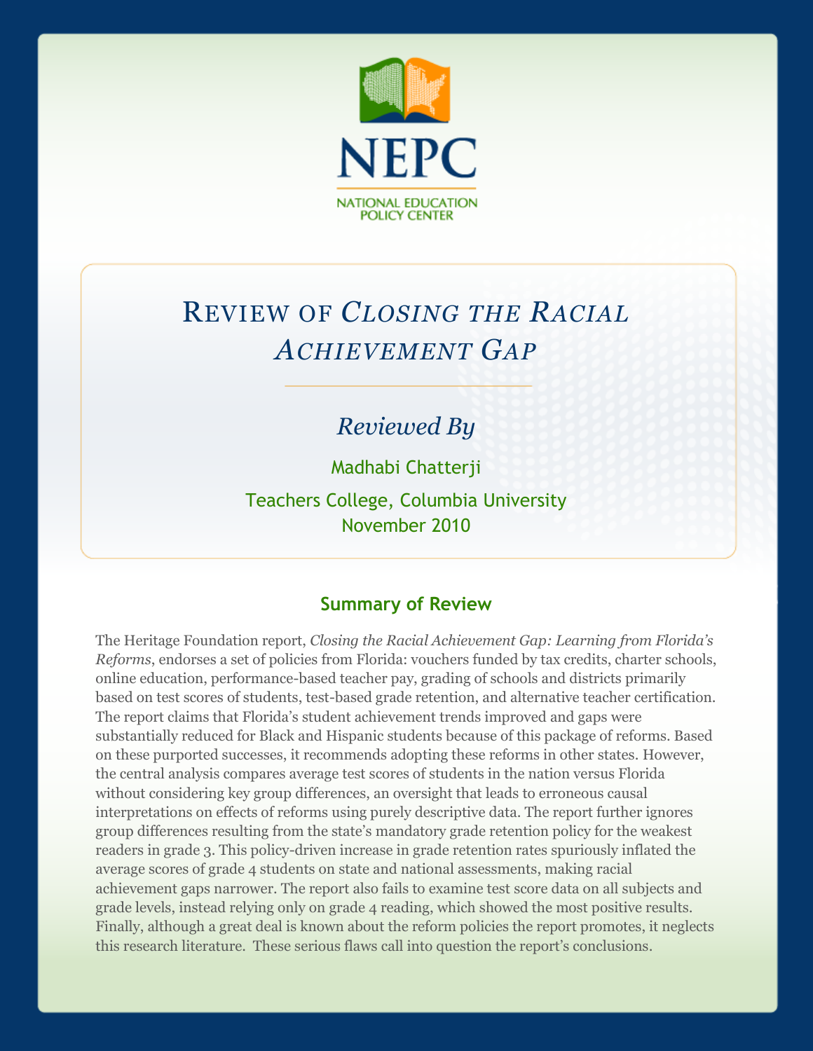NEPC

NATIONAL EDUCATION POLICY CENTER

# Review of *Closing the Racial Achievement Gap*

*Reviewed By*

Madhabi Chatterji

Teachers College, Columbia University

November 2010

## Summary of Review

The Heritage Foundation report, *Closing the Racial Achievement Gap: Learning from Florida's Reforms*, endorses a set of policies from Florida: vouchers funded by tax credits, charter schools, online education, performance-based teacher pay, grading of schools and districts primarily based on test scores of students, test-based grade retention, and alternative teacher certification. The report claims that Florida's student achievement trends improved and gaps were substantially reduced for Black and Hispanic students because of this package of reforms. Based on these purported successes, it recommends adopting these reforms in other states. However, the central analysis compares average test scores of students in the nation versus Florida without considering key group differences, an oversight that leads to erroneous causal interpretations on effects of reforms using purely descriptive data. The report further ignores group differences resulting from the state's mandatory grade retention policy for the weakest readers in grade 3. This policy-driven increase in grade retention rates spuriously inflated the average scores of grade 4 students on state and national assessments, making racial achievement gaps narrower. The report also fails to examine test score data on all subjects and grade levels, instead relying only on grade 4 reading, which showed the most positive results. Finally, although a great deal is known about the reform policies the report promotes, it neglects this research literature. These serious flaws call into question the report's conclusions.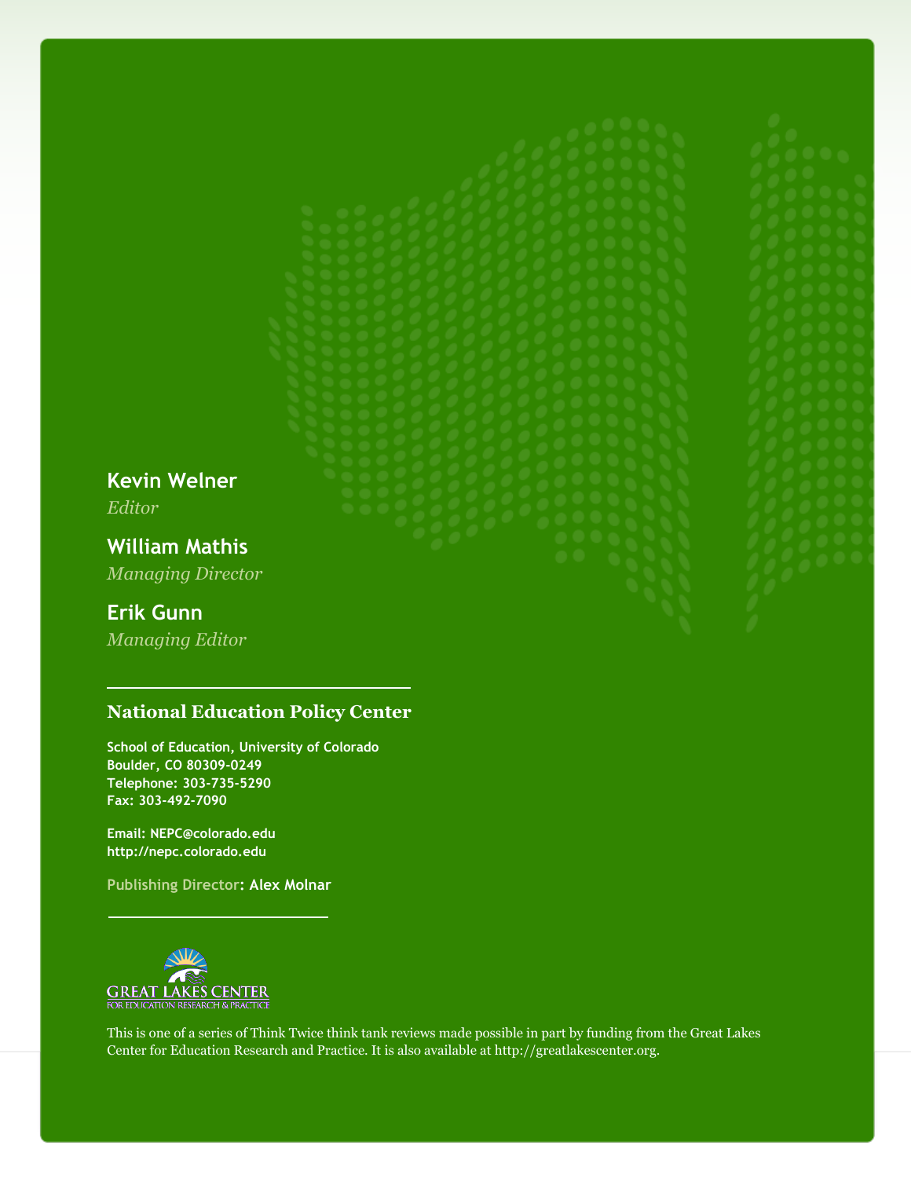**Kevin Welner**
*Editor*

**William Mathis**
*Managing Director*

**Erik Gunn**
*Managing Editor*

---

**National Education Policy Center**

School of Education, University of Colorado
Boulder, CO 80309-0249
Telephone: 303-735-5290
Fax: 303-492-7090

Email: NEPC@colorado.edu
http://nepc.colorado.edu

Publishing Director: **Alex Molnar**

---

GREAT LAKES CENTER
FOR EDUCATION RESEARCH & PRACTICE

This is one of a series of Think Twice think tank reviews made possible in part by funding from the Great Lakes Center for Education Research and Practice. It is also available at http://greatlakescenter.org.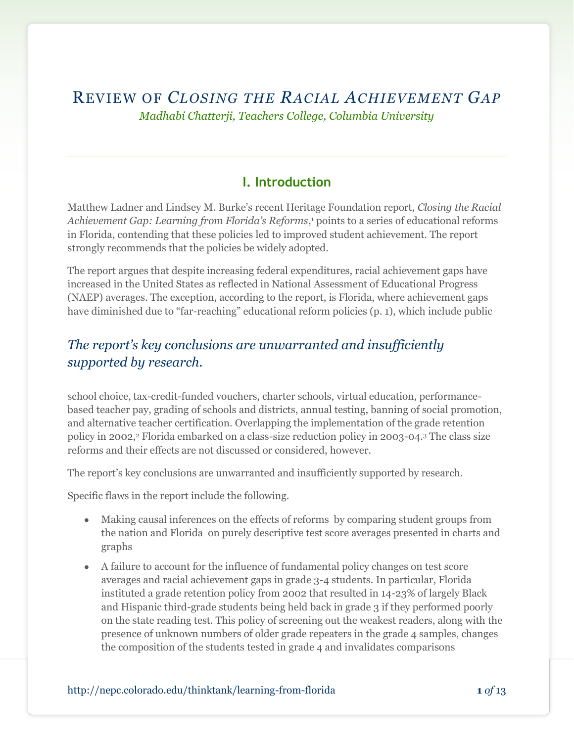# Review of *Closing the Racial Achievement Gap*

*Madhabi Chatterji, Teachers College, Columbia University*

## I. Introduction

Matthew Ladner and Lindsey M. Burke's recent Heritage Foundation report, *Closing the Racial Achievement Gap: Learning from Florida's Reforms*,[1] points to a series of educational reforms in Florida, contending that these policies led to improved student achievement. The report strongly recommends that the policies be widely adopted.

The report argues that despite increasing federal expenditures, racial achievement gaps have increased in the United States as reflected in National Assessment of Educational Progress (NAEP) averages. The exception, according to the report, is Florida, where achievement gaps have diminished due to "far-reaching" educational reform policies (p. 1), which include public school choice, tax-credit-funded vouchers, charter schools, virtual education, performance-based teacher pay, grading of schools and districts, annual testing, banning of social promotion, and alternative teacher certification. Overlapping the implementation of the grade retention policy in 2002,[2] Florida embarked on a class-size reduction policy in 2003-04.[3] The class size reforms and their effects are not discussed or considered, however.

*The report's key conclusions are unwarranted and insufficiently supported by research.*

The report's key conclusions are unwarranted and insufficiently supported by research.

Specific flaws in the report include the following.

- Making causal inferences on the effects of reforms by comparing student groups from the nation and Florida on purely descriptive test score averages presented in charts and graphs
- A failure to account for the influence of fundamental policy changes on test score averages and racial achievement gaps in grade 3-4 students. In particular, Florida instituted a grade retention policy from 2002 that resulted in 14-23% of largely Black and Hispanic third-grade students being held back in grade 3 if they performed poorly on the state reading test. This policy of screening out the weakest readers, along with the presence of unknown numbers of older grade repeaters in the grade 4 samples, changes the composition of the students tested in grade 4 and invalidates comparisons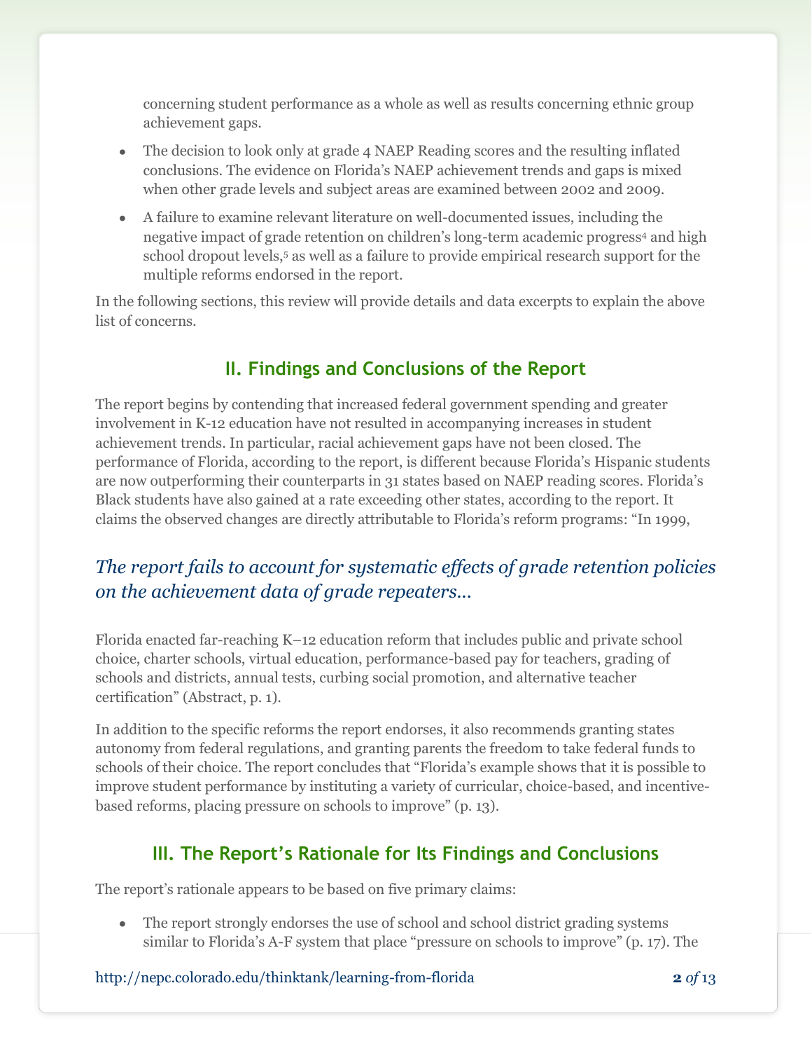concerning student performance as a whole as well as results concerning ethnic group achievement gaps.

- The decision to look only at grade 4 NAEP Reading scores and the resulting inflated conclusions. The evidence on Florida's NAEP achievement trends and gaps is mixed when other grade levels and subject areas are examined between 2002 and 2009.
- A failure to examine relevant literature on well-documented issues, including the negative impact of grade retention on children's long-term academic progress[4] and high school dropout levels,[5] as well as a failure to provide empirical research support for the multiple reforms endorsed in the report.

In the following sections, this review will provide details and data excerpts to explain the above list of concerns.

## II. Findings and Conclusions of the Report

The report begins by contending that increased federal government spending and greater involvement in K-12 education have not resulted in accompanying increases in student achievement trends. In particular, racial achievement gaps have not been closed. The performance of Florida, according to the report, is different because Florida's Hispanic students are now outperforming their counterparts in 31 states based on NAEP reading scores. Florida's Black students have also gained at a rate exceeding other states, according to the report. It claims the observed changes are directly attributable to Florida's reform programs: "In 1999, Florida enacted far-reaching K–12 education reform that includes public and private school choice, charter schools, virtual education, performance-based pay for teachers, grading of schools and districts, annual tests, curbing social promotion, and alternative teacher certification" (Abstract, p. 1).

*The report fails to account for systematic effects of grade retention policies on the achievement data of grade repeaters…*

In addition to the specific reforms the report endorses, it also recommends granting states autonomy from federal regulations, and granting parents the freedom to take federal funds to schools of their choice. The report concludes that "Florida's example shows that it is possible to improve student performance by instituting a variety of curricular, choice-based, and incentive-based reforms, placing pressure on schools to improve" (p. 13).

## III. The Report's Rationale for Its Findings and Conclusions

The report's rationale appears to be based on five primary claims:

- The report strongly endorses the use of school and school district grading systems similar to Florida's A-F system that place "pressure on schools to improve" (p. 17). The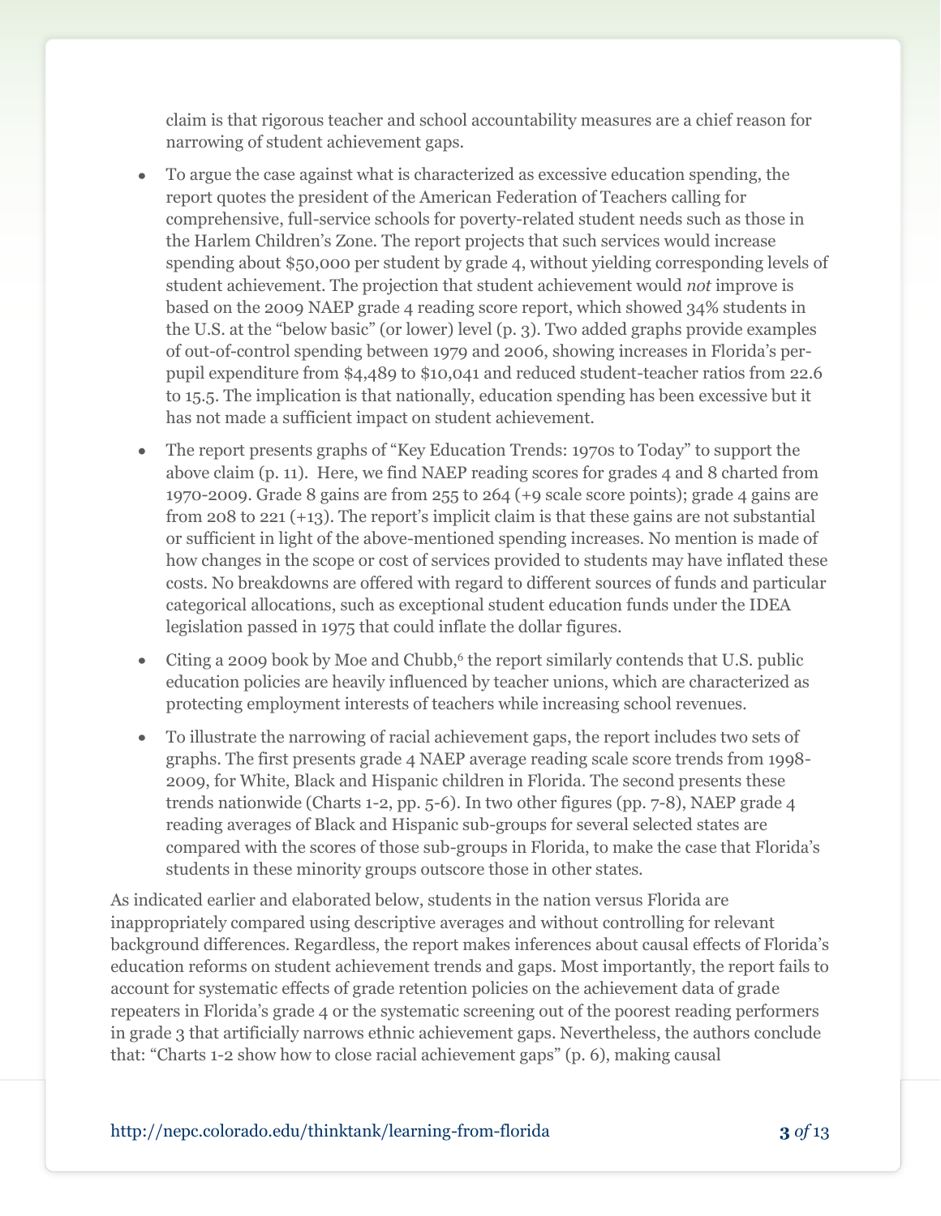claim is that rigorous teacher and school accountability measures are a chief reason for narrowing of student achievement gaps.

- To argue the case against what is characterized as excessive education spending, the report quotes the president of the American Federation of Teachers calling for comprehensive, full-service schools for poverty-related student needs such as those in the Harlem Children's Zone. The report projects that such services would increase spending about $50,000 per student by grade 4, without yielding corresponding levels of student achievement. The projection that student achievement would *not* improve is based on the 2009 NAEP grade 4 reading score report, which showed 34% students in the U.S. at the "below basic" (or lower) level (p. 3). Two added graphs provide examples of out-of-control spending between 1979 and 2006, showing increases in Florida's per-pupil expenditure from $4,489 to $10,041 and reduced student-teacher ratios from 22.6 to 15.5. The implication is that nationally, education spending has been excessive but it has not made a sufficient impact on student achievement.
- The report presents graphs of "Key Education Trends: 1970s to Today" to support the above claim (p. 11). Here, we find NAEP reading scores for grades 4 and 8 charted from 1970-2009. Grade 8 gains are from 255 to 264 (+9 scale score points); grade 4 gains are from 208 to 221 (+13). The report's implicit claim is that these gains are not substantial or sufficient in light of the above-mentioned spending increases. No mention is made of how changes in the scope or cost of services provided to students may have inflated these costs. No breakdowns are offered with regard to different sources of funds and particular categorical allocations, such as exceptional student education funds under the IDEA legislation passed in 1975 that could inflate the dollar figures.
- Citing a 2009 book by Moe and Chubb,[6] the report similarly contends that U.S. public education policies are heavily influenced by teacher unions, which are characterized as protecting employment interests of teachers while increasing school revenues.
- To illustrate the narrowing of racial achievement gaps, the report includes two sets of graphs. The first presents grade 4 NAEP average reading scale score trends from 1998-2009, for White, Black and Hispanic children in Florida. The second presents these trends nationwide (Charts 1-2, pp. 5-6). In two other figures (pp. 7-8), NAEP grade 4 reading averages of Black and Hispanic sub-groups for several selected states are compared with the scores of those sub-groups in Florida, to make the case that Florida's students in these minority groups outscore those in other states.

As indicated earlier and elaborated below, students in the nation versus Florida are inappropriately compared using descriptive averages and without controlling for relevant background differences. Regardless, the report makes inferences about causal effects of Florida's education reforms on student achievement trends and gaps. Most importantly, the report fails to account for systematic effects of grade retention policies on the achievement data of grade repeaters in Florida's grade 4 or the systematic screening out of the poorest reading performers in grade 3 that artificially narrows ethnic achievement gaps. Nevertheless, the authors conclude that: "Charts 1-2 show how to close racial achievement gaps" (p. 6), making causal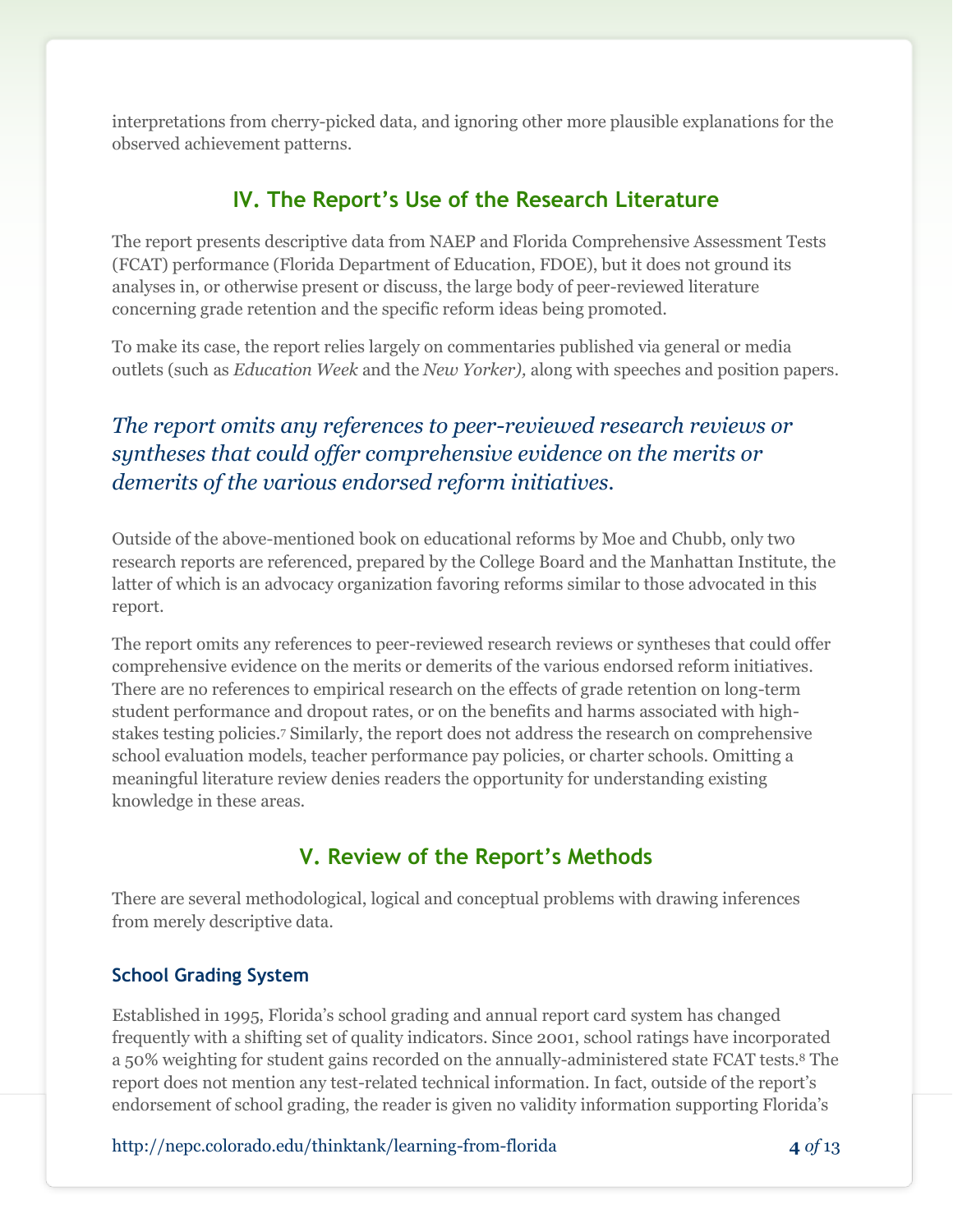interpretations from cherry-picked data, and ignoring other more plausible explanations for the observed achievement patterns.

## IV. The Report's Use of the Research Literature

The report presents descriptive data from NAEP and Florida Comprehensive Assessment Tests (FCAT) performance (Florida Department of Education, FDOE), but it does not ground its analyses in, or otherwise present or discuss, the large body of peer-reviewed literature concerning grade retention and the specific reform ideas being promoted.

To make its case, the report relies largely on commentaries published via general or media outlets (such as *Education Week* and the *New Yorker),* along with speeches and position papers.

*The report omits any references to peer-reviewed research reviews or syntheses that could offer comprehensive evidence on the merits or demerits of the various endorsed reform initiatives.*

Outside of the above-mentioned book on educational reforms by Moe and Chubb, only two research reports are referenced, prepared by the College Board and the Manhattan Institute, the latter of which is an advocacy organization favoring reforms similar to those advocated in this report.

The report omits any references to peer-reviewed research reviews or syntheses that could offer comprehensive evidence on the merits or demerits of the various endorsed reform initiatives. There are no references to empirical research on the effects of grade retention on long-term student performance and dropout rates, or on the benefits and harms associated with high-stakes testing policies.[7] Similarly, the report does not address the research on comprehensive school evaluation models, teacher performance pay policies, or charter schools. Omitting a meaningful literature review denies readers the opportunity for understanding existing knowledge in these areas.

## V. Review of the Report's Methods

There are several methodological, logical and conceptual problems with drawing inferences from merely descriptive data.

### School Grading System

Established in 1995, Florida's school grading and annual report card system has changed frequently with a shifting set of quality indicators. Since 2001, school ratings have incorporated a 50% weighting for student gains recorded on the annually-administered state FCAT tests.[8] The report does not mention any test-related technical information. In fact, outside of the report's endorsement of school grading, the reader is given no validity information supporting Florida's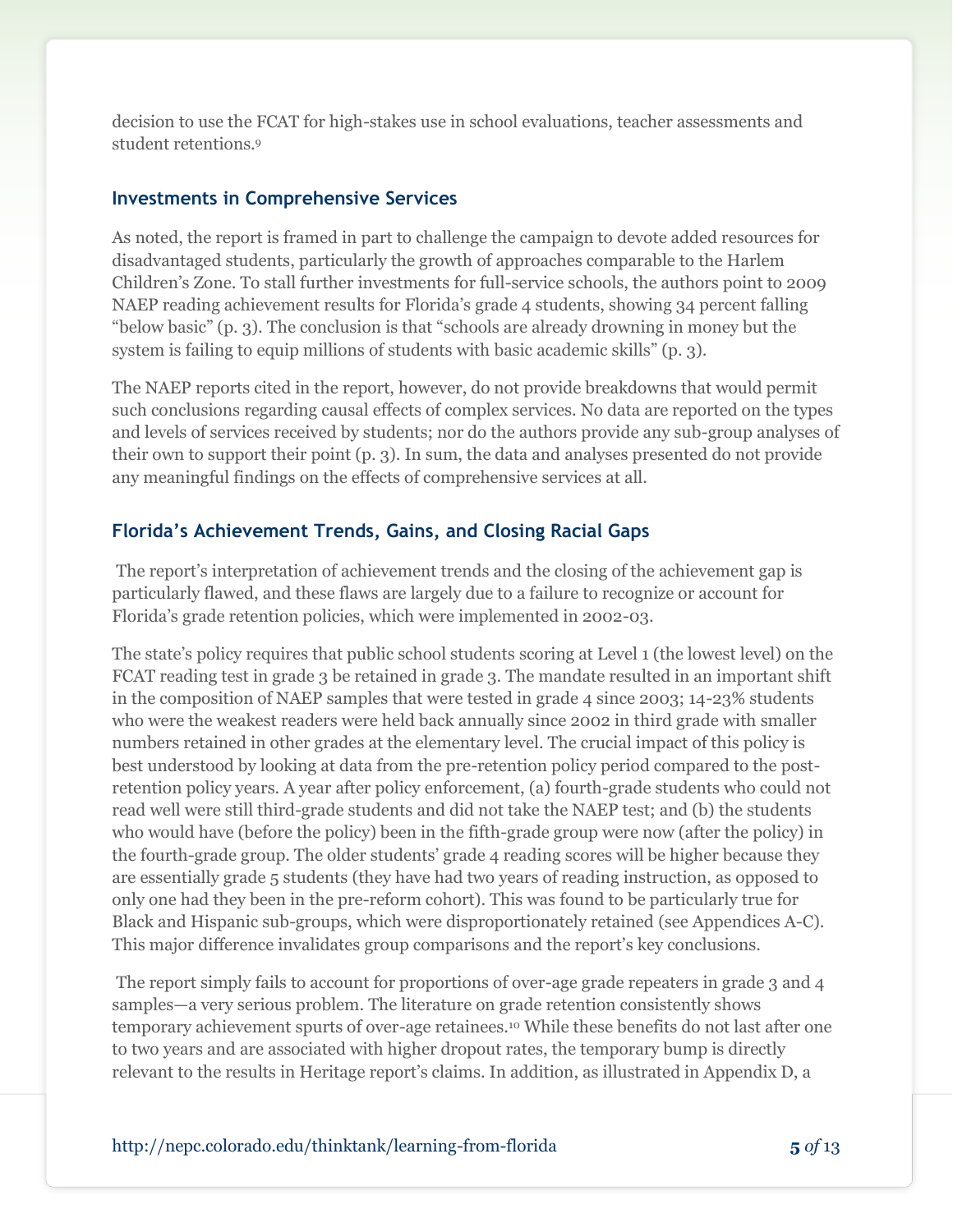decision to use the FCAT for high-stakes use in school evaluations, teacher assessments and student retentions.[9]

## Investments in Comprehensive Services

As noted, the report is framed in part to challenge the campaign to devote added resources for disadvantaged students, particularly the growth of approaches comparable to the Harlem Children's Zone. To stall further investments for full-service schools, the authors point to 2009 NAEP reading achievement results for Florida's grade 4 students, showing 34 percent falling "below basic" (p. 3). The conclusion is that "schools are already drowning in money but the system is failing to equip millions of students with basic academic skills" (p. 3).

The NAEP reports cited in the report, however, do not provide breakdowns that would permit such conclusions regarding causal effects of complex services. No data are reported on the types and levels of services received by students; nor do the authors provide any sub-group analyses of their own to support their point (p. 3). In sum, the data and analyses presented do not provide any meaningful findings on the effects of comprehensive services at all.

## Florida's Achievement Trends, Gains, and Closing Racial Gaps

The report's interpretation of achievement trends and the closing of the achievement gap is particularly flawed, and these flaws are largely due to a failure to recognize or account for Florida's grade retention policies, which were implemented in 2002-03.

The state's policy requires that public school students scoring at Level 1 (the lowest level) on the FCAT reading test in grade 3 be retained in grade 3. The mandate resulted in an important shift in the composition of NAEP samples that were tested in grade 4 since 2003; 14-23% students who were the weakest readers were held back annually since 2002 in third grade with smaller numbers retained in other grades at the elementary level. The crucial impact of this policy is best understood by looking at data from the pre-retention policy period compared to the post-retention policy years. A year after policy enforcement, (a) fourth-grade students who could not read well were still third-grade students and did not take the NAEP test; and (b) the students who would have (before the policy) been in the fifth-grade group were now (after the policy) in the fourth-grade group. The older students' grade 4 reading scores will be higher because they are essentially grade 5 students (they have had two years of reading instruction, as opposed to only one had they been in the pre-reform cohort). This was found to be particularly true for Black and Hispanic sub-groups, which were disproportionately retained (see Appendices A-C). This major difference invalidates group comparisons and the report's key conclusions.

The report simply fails to account for proportions of over-age grade repeaters in grade 3 and 4 samples—a very serious problem. The literature on grade retention consistently shows temporary achievement spurts of over-age retainees.[10] While these benefits do not last after one to two years and are associated with higher dropout rates, the temporary bump is directly relevant to the results in Heritage report's claims. In addition, as illustrated in Appendix D, a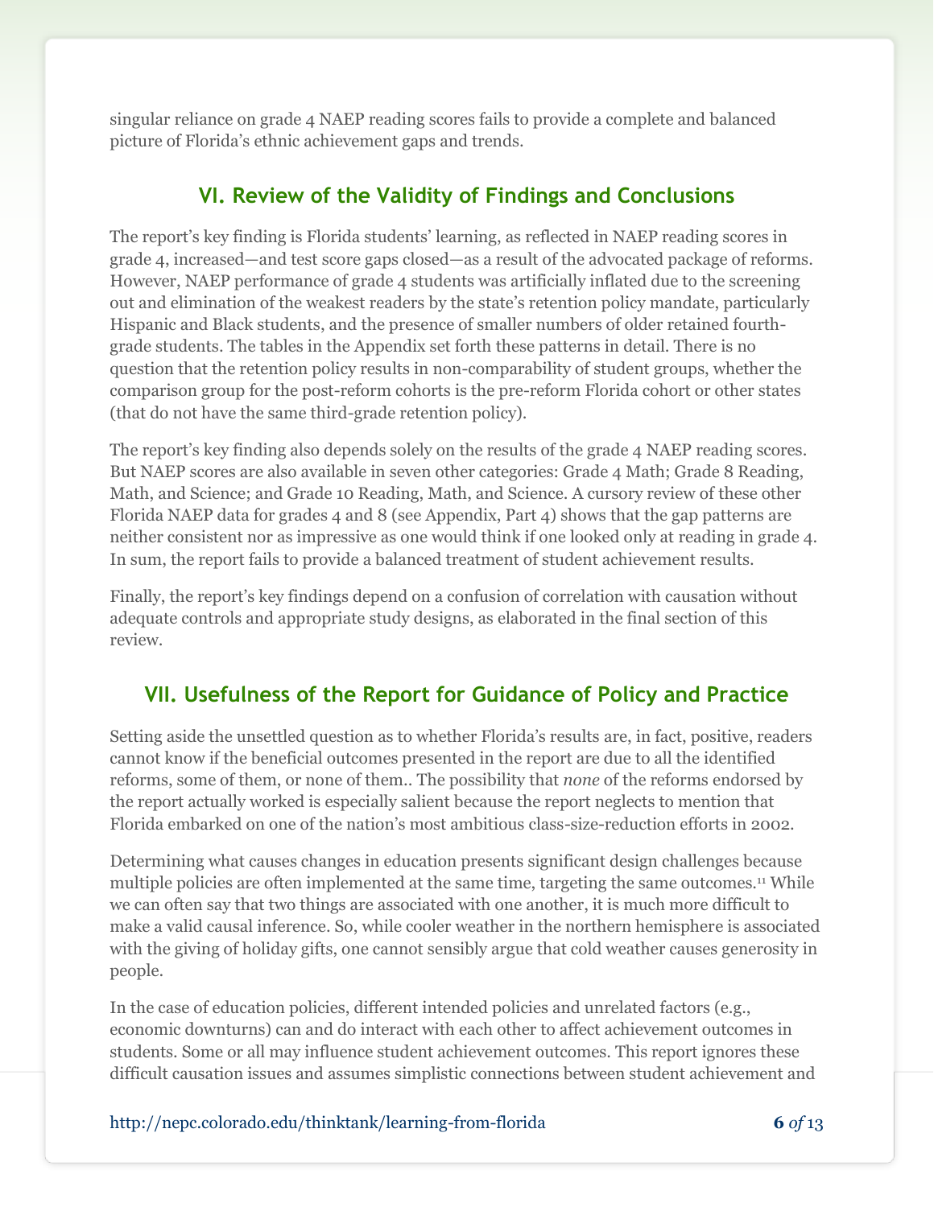singular reliance on grade 4 NAEP reading scores fails to provide a complete and balanced picture of Florida's ethnic achievement gaps and trends.

## VI. Review of the Validity of Findings and Conclusions

The report's key finding is Florida students' learning, as reflected in NAEP reading scores in grade 4, increased—and test score gaps closed—as a result of the advocated package of reforms. However, NAEP performance of grade 4 students was artificially inflated due to the screening out and elimination of the weakest readers by the state's retention policy mandate, particularly Hispanic and Black students, and the presence of smaller numbers of older retained fourth-grade students. The tables in the Appendix set forth these patterns in detail. There is no question that the retention policy results in non-comparability of student groups, whether the comparison group for the post-reform cohorts is the pre-reform Florida cohort or other states (that do not have the same third-grade retention policy).

The report's key finding also depends solely on the results of the grade 4 NAEP reading scores. But NAEP scores are also available in seven other categories: Grade 4 Math; Grade 8 Reading, Math, and Science; and Grade 10 Reading, Math, and Science. A cursory review of these other Florida NAEP data for grades 4 and 8 (see Appendix, Part 4) shows that the gap patterns are neither consistent nor as impressive as one would think if one looked only at reading in grade 4. In sum, the report fails to provide a balanced treatment of student achievement results.

Finally, the report's key findings depend on a confusion of correlation with causation without adequate controls and appropriate study designs, as elaborated in the final section of this review.

## VII. Usefulness of the Report for Guidance of Policy and Practice

Setting aside the unsettled question as to whether Florida's results are, in fact, positive, readers cannot know if the beneficial outcomes presented in the report are due to all the identified reforms, some of them, or none of them.. The possibility that *none* of the reforms endorsed by the report actually worked is especially salient because the report neglects to mention that Florida embarked on one of the nation's most ambitious class-size-reduction efforts in 2002.

Determining what causes changes in education presents significant design challenges because multiple policies are often implemented at the same time, targeting the same outcomes.[11] While we can often say that two things are associated with one another, it is much more difficult to make a valid causal inference. So, while cooler weather in the northern hemisphere is associated with the giving of holiday gifts, one cannot sensibly argue that cold weather causes generosity in people.

In the case of education policies, different intended policies and unrelated factors (e.g., economic downturns) can and do interact with each other to affect achievement outcomes in students. Some or all may influence student achievement outcomes. This report ignores these difficult causation issues and assumes simplistic connections between student achievement and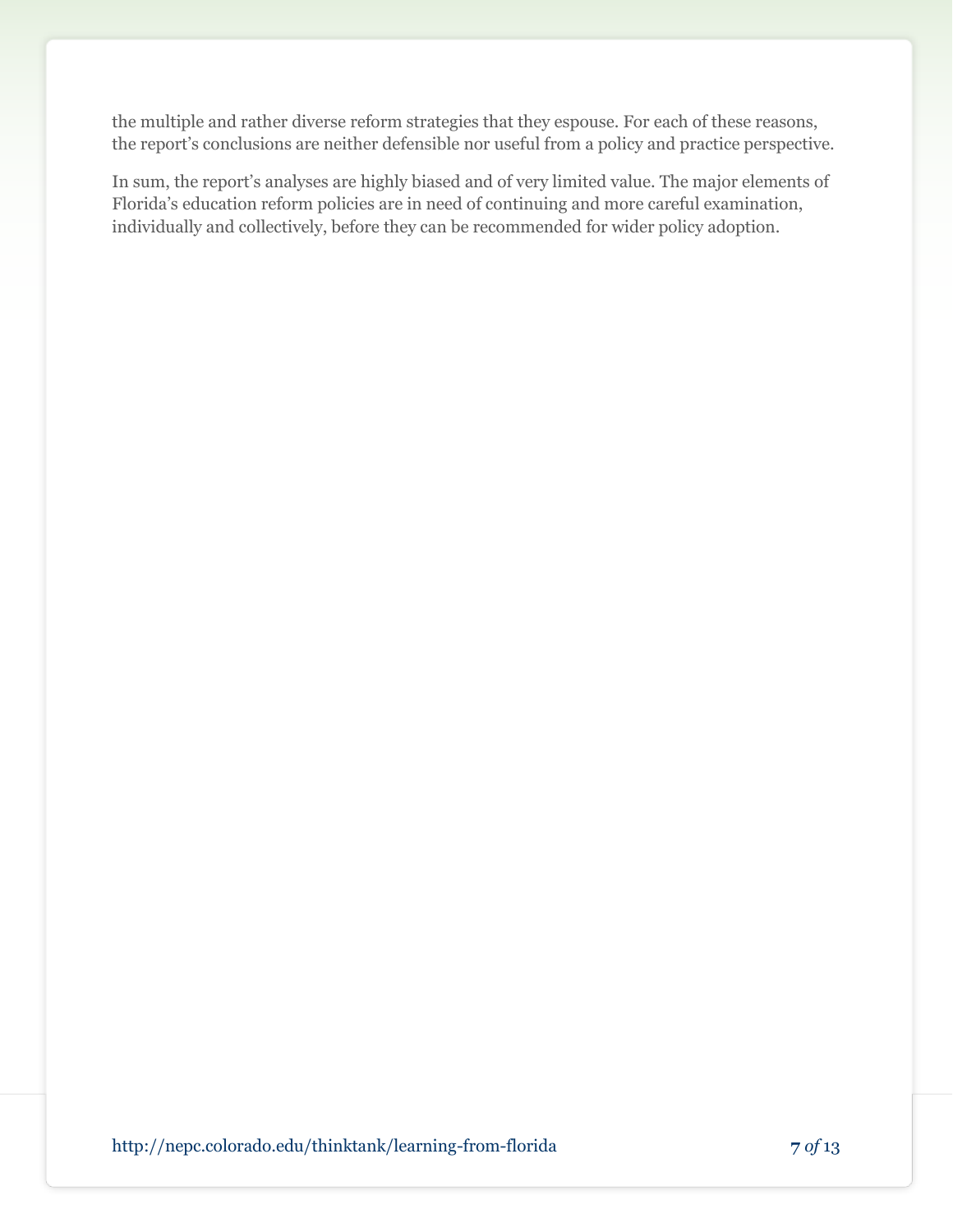the multiple and rather diverse reform strategies that they espouse. For each of these reasons, the report's conclusions are neither defensible nor useful from a policy and practice perspective.

In sum, the report's analyses are highly biased and of very limited value. The major elements of Florida's education reform policies are in need of continuing and more careful examination, individually and collectively, before they can be recommended for wider policy adoption.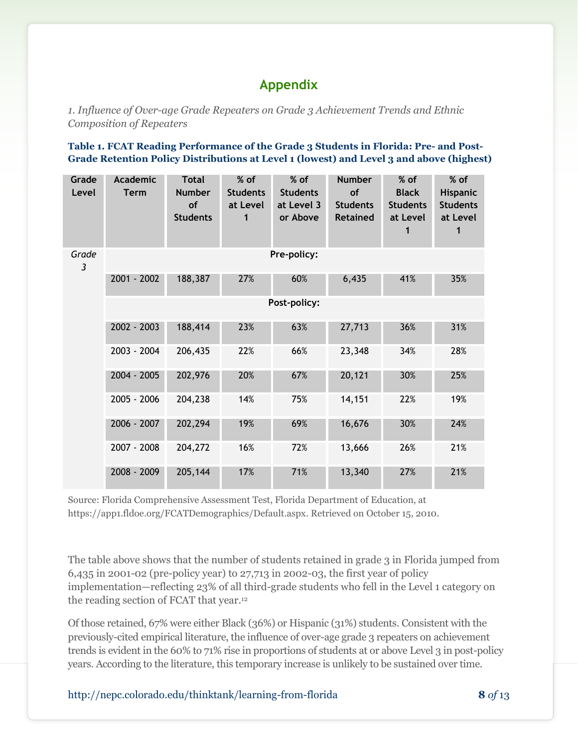## Appendix

*1. Influence of Over-age Grade Repeaters on Grade 3 Achievement Trends and Ethnic Composition of Repeaters*

**Table 1. FCAT Reading Performance of the Grade 3 Students in Florida: Pre- and Post-Grade Retention Policy Distributions at Level 1 (lowest) and Level 3 and above (highest)**

| Grade Level | Academic Term | Total Number of Students | % of Students at Level 1 | % of Students at Level 3 or Above | Number of Students Retained | % of Black Students at Level 1 | % of Hispanic Students at Level 1 |
|---|---|---|---|---|---|---|---|
| *Grade 3* | **Pre-policy:** | | | | | | |
| | 2001 - 2002 | 188,387 | 27% | 60% | 6,435 | 41% | 35% |
| | **Post-policy:** | | | | | | |
| | 2002 - 2003 | 188,414 | 23% | 63% | 27,713 | 36% | 31% |
| | 2003 - 2004 | 206,435 | 22% | 66% | 23,348 | 34% | 28% |
| | 2004 - 2005 | 202,976 | 20% | 67% | 20,121 | 30% | 25% |
| | 2005 - 2006 | 204,238 | 14% | 75% | 14,151 | 22% | 19% |
| | 2006 - 2007 | 202,294 | 19% | 69% | 16,676 | 30% | 24% |
| | 2007 - 2008 | 204,272 | 16% | 72% | 13,666 | 26% | 21% |
| | 2008 - 2009 | 205,144 | 17% | 71% | 13,340 | 27% | 21% |

Source: Florida Comprehensive Assessment Test, Florida Department of Education, at https://app1.fldoe.org/FCATDemographics/Default.aspx. Retrieved on October 15, 2010.

The table above shows that the number of students retained in grade 3 in Florida jumped from 6,435 in 2001-02 (pre-policy year) to 27,713 in 2002-03, the first year of policy implementation—reflecting 23% of all third-grade students who fell in the Level 1 category on the reading section of FCAT that year.[12]

Of those retained, 67% were either Black (36%) or Hispanic (31%) students. Consistent with the previously-cited empirical literature, the influence of over-age grade 3 repeaters on achievement trends is evident in the 60% to 71% rise in proportions of students at or above Level 3 in post-policy years. According to the literature, this temporary increase is unlikely to be sustained over time.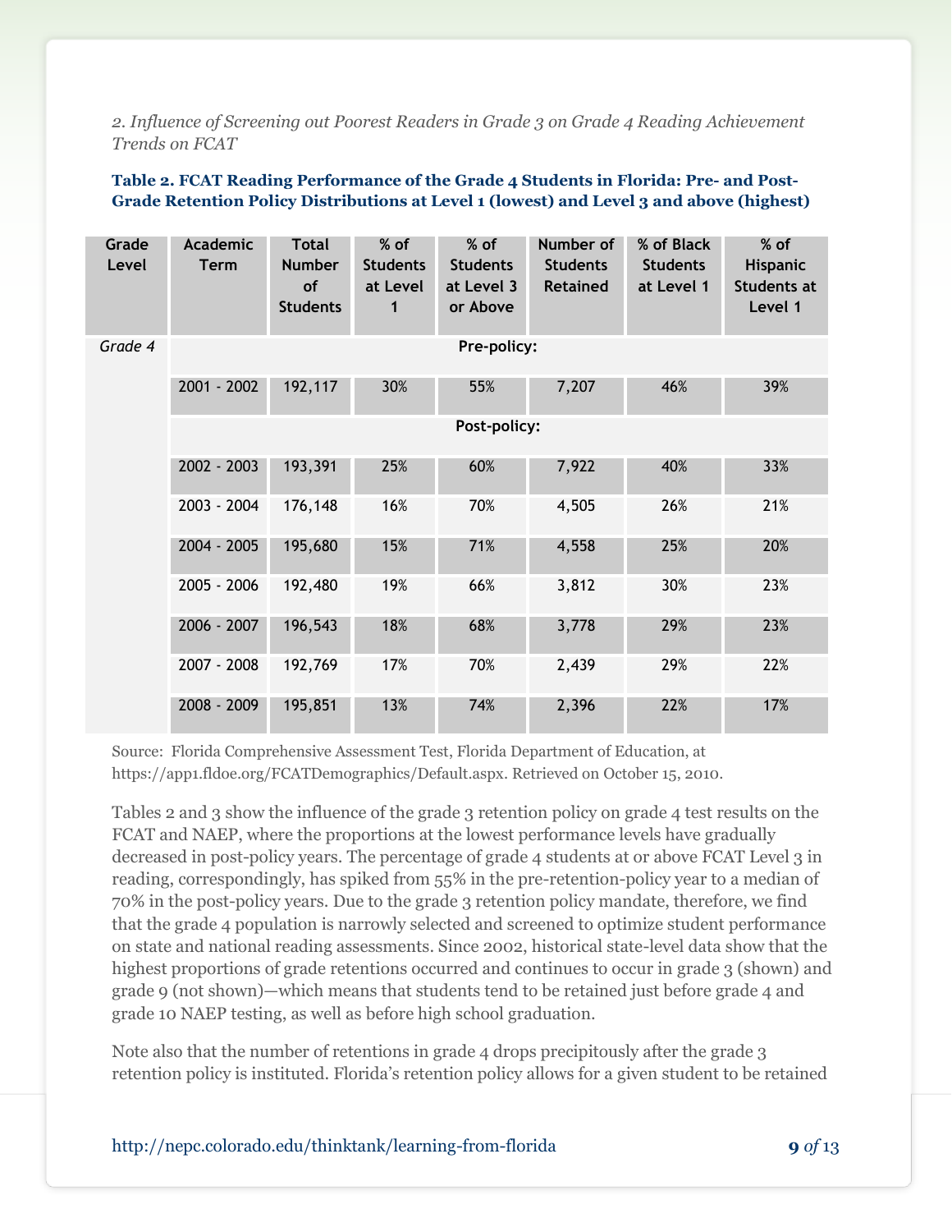*2. Influence of Screening out Poorest Readers in Grade 3 on Grade 4 Reading Achievement Trends on FCAT*

**Table 2. FCAT Reading Performance of the Grade 4 Students in Florida: Pre- and Post-Grade Retention Policy Distributions at Level 1 (lowest) and Level 3 and above (highest)**

| Grade Level | Academic Term | Total Number of Students | % of Students at Level 1 | % of Students at Level 3 or Above | Number of Students Retained | % of Black Students at Level 1 | % of Hispanic Students at Level 1 |
|---|---|---|---|---|---|---|---|
| *Grade 4* | **Pre-policy:** | | | | | | |
| | 2001 - 2002 | 192,117 | 30% | 55% | 7,207 | 46% | 39% |
| | **Post-policy:** | | | | | | |
| | 2002 - 2003 | 193,391 | 25% | 60% | 7,922 | 40% | 33% |
| | 2003 - 2004 | 176,148 | 16% | 70% | 4,505 | 26% | 21% |
| | 2004 - 2005 | 195,680 | 15% | 71% | 4,558 | 25% | 20% |
| | 2005 - 2006 | 192,480 | 19% | 66% | 3,812 | 30% | 23% |
| | 2006 - 2007 | 196,543 | 18% | 68% | 3,778 | 29% | 23% |
| | 2007 - 2008 | 192,769 | 17% | 70% | 2,439 | 29% | 22% |
| | 2008 - 2009 | 195,851 | 13% | 74% | 2,396 | 22% | 17% |

Source: Florida Comprehensive Assessment Test, Florida Department of Education, at https://app1.fldoe.org/FCATDemographics/Default.aspx. Retrieved on October 15, 2010.

Tables 2 and 3 show the influence of the grade 3 retention policy on grade 4 test results on the FCAT and NAEP, where the proportions at the lowest performance levels have gradually decreased in post-policy years. The percentage of grade 4 students at or above FCAT Level 3 in reading, correspondingly, has spiked from 55% in the pre-retention-policy year to a median of 70% in the post-policy years. Due to the grade 3 retention policy mandate, therefore, we find that the grade 4 population is narrowly selected and screened to optimize student performance on state and national reading assessments. Since 2002, historical state-level data show that the highest proportions of grade retentions occurred and continues to occur in grade 3 (shown) and grade 9 (not shown)—which means that students tend to be retained just before grade 4 and grade 10 NAEP testing, as well as before high school graduation.

Note also that the number of retentions in grade 4 drops precipitously after the grade 3 retention policy is instituted. Florida's retention policy allows for a given student to be retained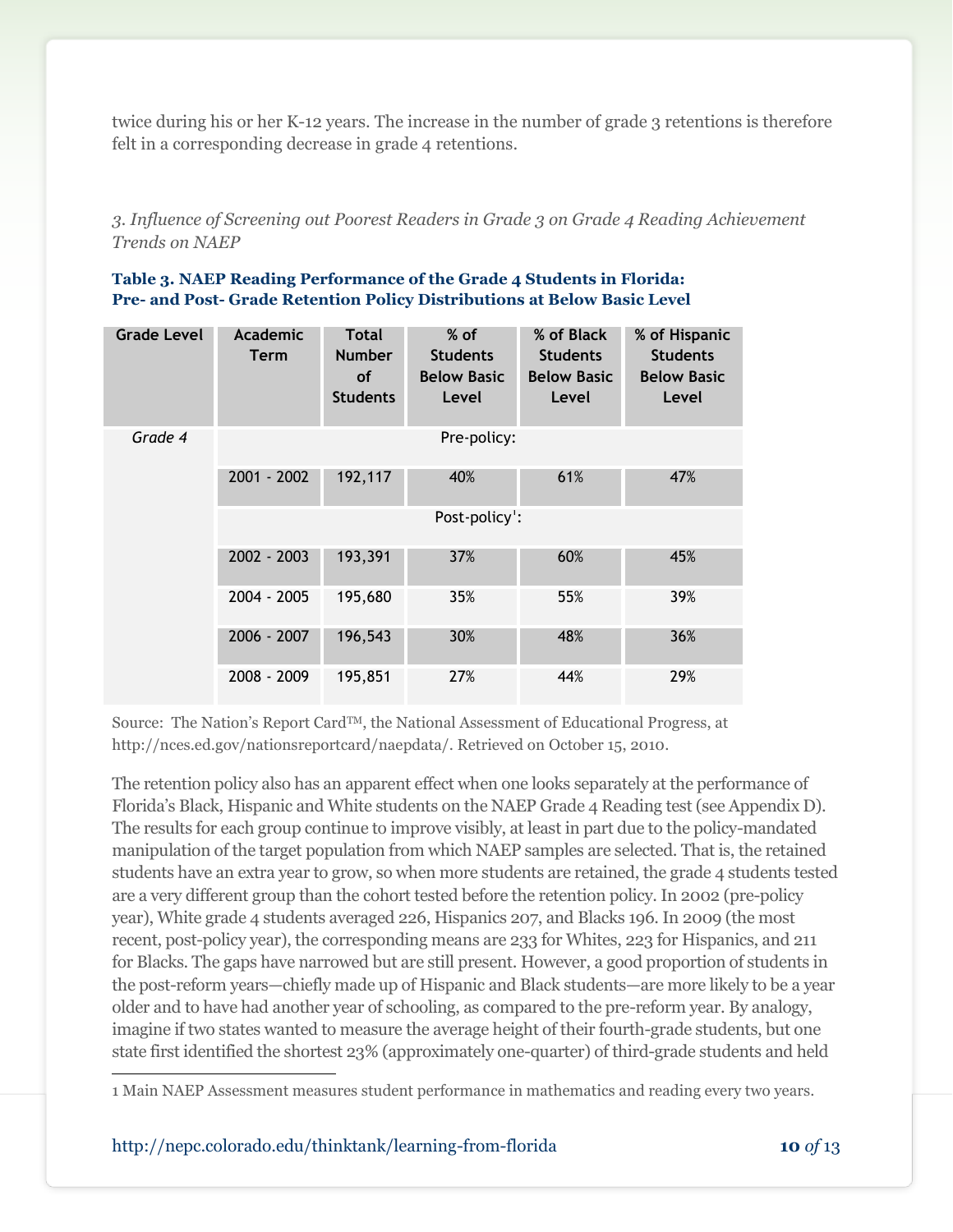twice during his or her K-12 years. The increase in the number of grade 3 retentions is therefore felt in a corresponding decrease in grade 4 retentions.

*3. Influence of Screening out Poorest Readers in Grade 3 on Grade 4 Reading Achievement Trends on NAEP*

**Table 3. NAEP Reading Performance of the Grade 4 Students in Florida: Pre- and Post- Grade Retention Policy Distributions at Below Basic Level**

| Grade Level | Academic Term | Total Number of Students | % of Students Below Basic Level | % of Black Students Below Basic Level | % of Hispanic Students Below Basic Level |
|---|---|---|---|---|---|
| *Grade 4* | Pre-policy: | | | | |
| | 2001 - 2002 | 192,117 | 40% | 61% | 47% |
| | Post-policy[1]: | | | | |
| | 2002 - 2003 | 193,391 | 37% | 60% | 45% |
| | 2004 - 2005 | 195,680 | 35% | 55% | 39% |
| | 2006 - 2007 | 196,543 | 30% | 48% | 36% |
| | 2008 - 2009 | 195,851 | 27% | 44% | 29% |

Source: The Nation's Report Card™, the National Assessment of Educational Progress, at http://nces.ed.gov/nationsreportcard/naepdata/. Retrieved on October 15, 2010.

The retention policy also has an apparent effect when one looks separately at the performance of Florida's Black, Hispanic and White students on the NAEP Grade 4 Reading test (see Appendix D). The results for each group continue to improve visibly, at least in part due to the policy-mandated manipulation of the target population from which NAEP samples are selected. That is, the retained students have an extra year to grow, so when more students are retained, the grade 4 students tested are a very different group than the cohort tested before the retention policy. In 2002 (pre-policy year), White grade 4 students averaged 226, Hispanics 207, and Blacks 196. In 2009 (the most recent, post-policy year), the corresponding means are 233 for Whites, 223 for Hispanics, and 211 for Blacks. The gaps have narrowed but are still present. However, a good proportion of students in the post-reform years—chiefly made up of Hispanic and Black students—are more likely to be a year older and to have had another year of schooling, as compared to the pre-reform year. By analogy, imagine if two states wanted to measure the average height of their fourth-grade students, but one state first identified the shortest 23% (approximately one-quarter) of third-grade students and held

1 Main NAEP Assessment measures student performance in mathematics and reading every two years.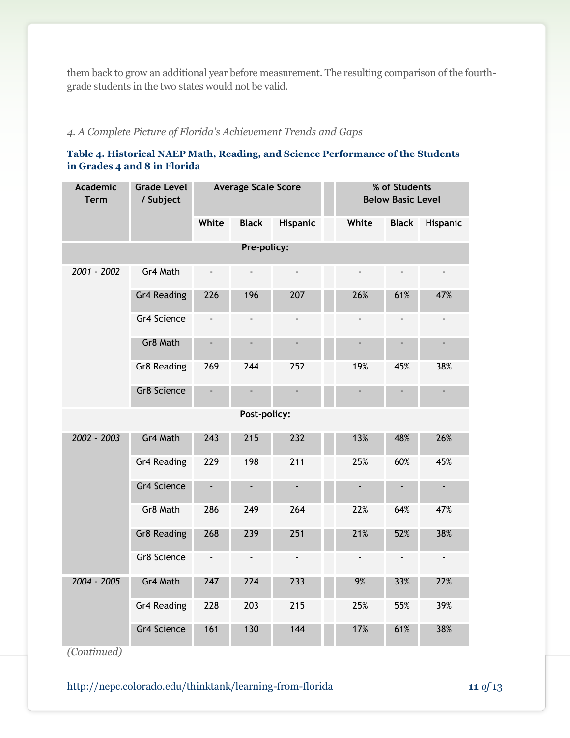them back to grow an additional year before measurement. The resulting comparison of the fourth-grade students in the two states would not be valid.

*4. A Complete Picture of Florida's Achievement Trends and Gaps*

**Table 4. Historical NAEP Math, Reading, and Science Performance of the Students in Grades 4 and 8 in Florida**

| Academic Term | Grade Level / Subject | Average Scale Score | | | % of Students Below Basic Level | | |
|---|---|---|---|---|---|---|---|
| | | White | Black | Hispanic | White | Black | Hispanic |
| **Pre-policy:** | | | | | | | |
| *2001 - 2002* | Gr4 Math | - | - | - | - | - | - |
| | Gr4 Reading | 226 | 196 | 207 | 26% | 61% | 47% |
| | Gr4 Science | - | - | - | - | - | - |
| | Gr8 Math | - | - | - | - | - | - |
| | Gr8 Reading | 269 | 244 | 252 | 19% | 45% | 38% |
| | Gr8 Science | - | - | - | - | - | - |
| **Post-policy:** | | | | | | | |
| *2002 - 2003* | Gr4 Math | 243 | 215 | 232 | 13% | 48% | 26% |
| | Gr4 Reading | 229 | 198 | 211 | 25% | 60% | 45% |
| | Gr4 Science | - | - | - | - | - | - |
| | Gr8 Math | 286 | 249 | 264 | 22% | 64% | 47% |
| | Gr8 Reading | 268 | 239 | 251 | 21% | 52% | 38% |
| | Gr8 Science | - | - | - | - | - | - |
| *2004 - 2005* | Gr4 Math | 247 | 224 | 233 | 9% | 33% | 22% |
| | Gr4 Reading | 228 | 203 | 215 | 25% | 55% | 39% |
| | Gr4 Science | 161 | 130 | 144 | 17% | 61% | 38% |

*(Continued)*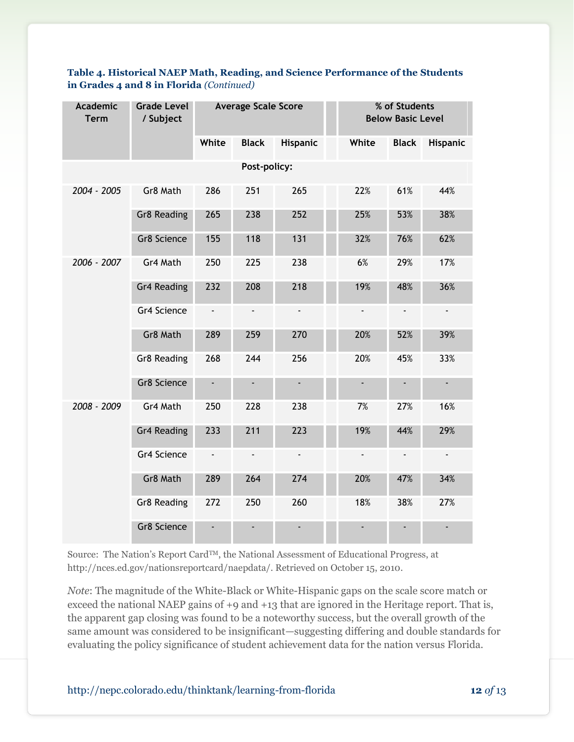**Table 4. Historical NAEP Math, Reading, and Science Performance of the Students in Grades 4 and 8 in Florida** *(Continued)*

| Academic Term | Grade Level / Subject | Average Scale Score | | | % of Students Below Basic Level | | |
|---|---|---|---|---|---|---|---|
| | | White | Black | Hispanic | White | Black | Hispanic |
| **Post-policy:** | | | | | | | |
| *2004 - 2005* | Gr8 Math | 286 | 251 | 265 | 22% | 61% | 44% |
| | Gr8 Reading | 265 | 238 | 252 | 25% | 53% | 38% |
| | Gr8 Science | 155 | 118 | 131 | 32% | 76% | 62% |
| *2006 - 2007* | Gr4 Math | 250 | 225 | 238 | 6% | 29% | 17% |
| | Gr4 Reading | 232 | 208 | 218 | 19% | 48% | 36% |
| | Gr4 Science | - | - | - | - | - | - |
| | Gr8 Math | 289 | 259 | 270 | 20% | 52% | 39% |
| | Gr8 Reading | 268 | 244 | 256 | 20% | 45% | 33% |
| | Gr8 Science | - | - | - | - | - | - |
| *2008 - 2009* | Gr4 Math | 250 | 228 | 238 | 7% | 27% | 16% |
| | Gr4 Reading | 233 | 211 | 223 | 19% | 44% | 29% |
| | Gr4 Science | - | - | - | - | - | - |
| | Gr8 Math | 289 | 264 | 274 | 20% | 47% | 34% |
| | Gr8 Reading | 272 | 250 | 260 | 18% | 38% | 27% |
| | Gr8 Science | - | - | - | - | - | - |

Source: The Nation's Report Card™, the National Assessment of Educational Progress, at http://nces.ed.gov/nationsreportcard/naepdata/. Retrieved on October 15, 2010.

*Note*: The magnitude of the White-Black or White-Hispanic gaps on the scale score match or exceed the national NAEP gains of +9 and +13 that are ignored in the Heritage report. That is, the apparent gap closing was found to be a noteworthy success, but the overall growth of the same amount was considered to be insignificant—suggesting differing and double standards for evaluating the policy significance of student achievement data for the nation versus Florida.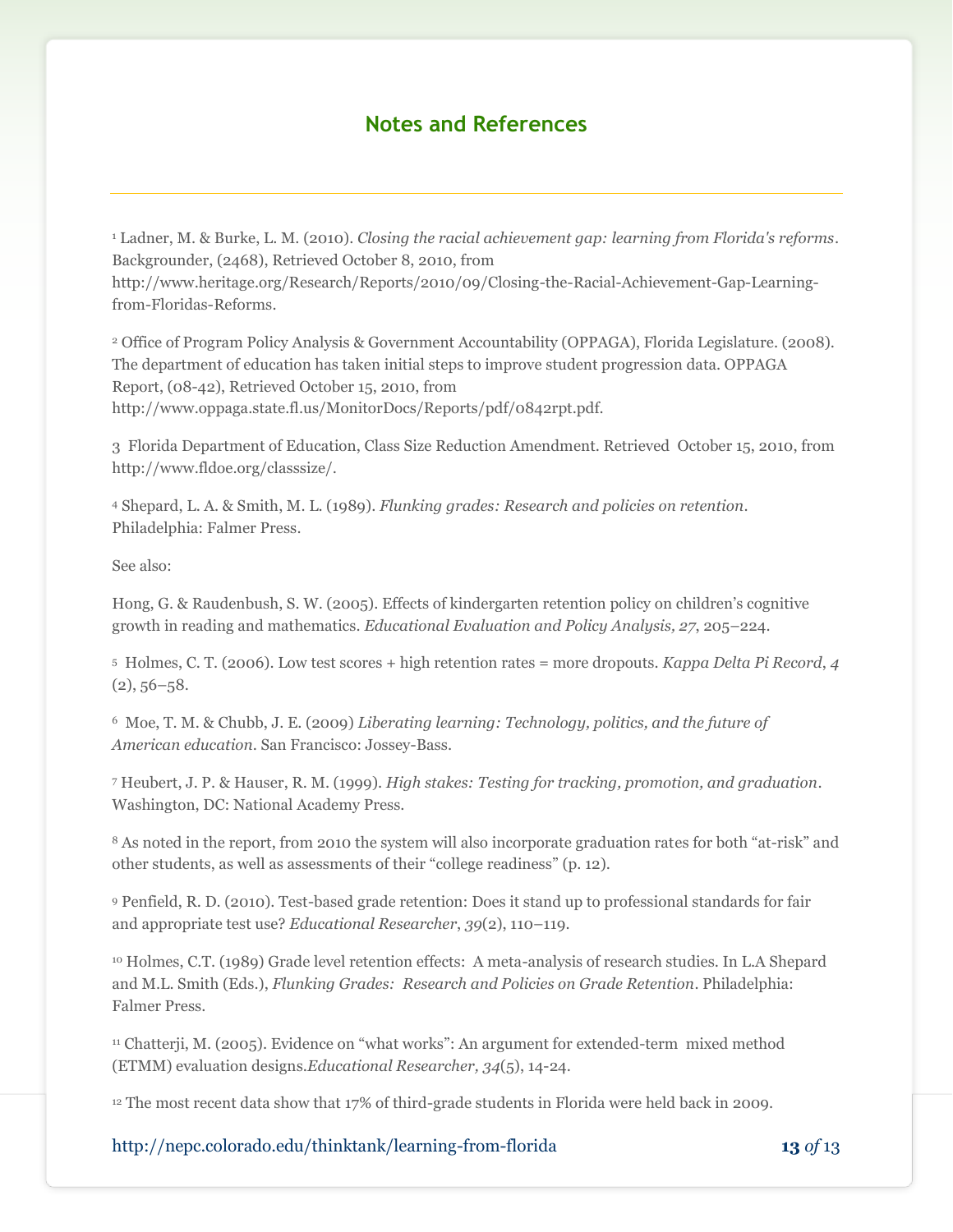## Notes and References

[1] Ladner, M. & Burke, L. M. (2010). *Closing the racial achievement gap: learning from Florida's reforms*. Backgrounder, (2468), Retrieved October 8, 2010, from http://www.heritage.org/Research/Reports/2010/09/Closing-the-Racial-Achievement-Gap-Learning-from-Floridas-Reforms.

[2] Office of Program Policy Analysis & Government Accountability (OPPAGA), Florida Legislature. (2008). The department of education has taken initial steps to improve student progression data. OPPAGA Report, (08-42), Retrieved October 15, 2010, from http://www.oppaga.state.fl.us/MonitorDocs/Reports/pdf/0842rpt.pdf.

3 Florida Department of Education, Class Size Reduction Amendment. Retrieved October 15, 2010, from http://www.fldoe.org/classsize/.

[4] Shepard, L. A. & Smith, M. L. (1989). *Flunking grades: Research and policies on retention*. Philadelphia: Falmer Press.

See also:

Hong, G. & Raudenbush, S. W. (2005). Effects of kindergarten retention policy on children's cognitive growth in reading and mathematics. *Educational Evaluation and Policy Analysis, 27*, 205–224.

[5] Holmes, C. T. (2006). Low test scores + high retention rates = more dropouts. *Kappa Delta Pi Record*, *4* (2), 56–58.

[6] Moe, T. M. & Chubb, J. E. (2009) *Liberating learning: Technology, politics, and the future of American education*. San Francisco: Jossey-Bass.

[7] Heubert, J. P. & Hauser, R. M. (1999). *High stakes: Testing for tracking, promotion, and graduation*. Washington, DC: National Academy Press.

[8] As noted in the report, from 2010 the system will also incorporate graduation rates for both "at-risk" and other students, as well as assessments of their "college readiness" (p. 12).

[9] Penfield, R. D. (2010). Test-based grade retention: Does it stand up to professional standards for fair and appropriate test use? *Educational Researcher*, *39*(2), 110–119.

[10] Holmes, C.T. (1989) Grade level retention effects: A meta-analysis of research studies. In L.A Shepard and M.L. Smith (Eds.), *Flunking Grades: Research and Policies on Grade Retention*. Philadelphia: Falmer Press.

[11] Chatterji, M. (2005). Evidence on "what works": An argument for extended-term mixed method (ETMM) evaluation designs.*Educational Researcher, 34*(5), 14-24.

[12] The most recent data show that 17% of third-grade students in Florida were held back in 2009.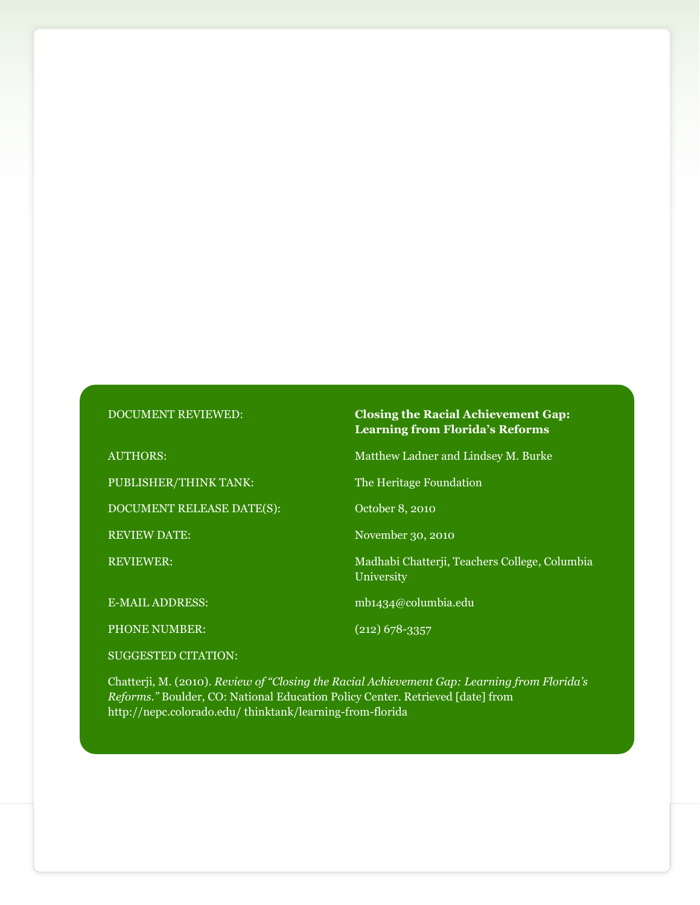| | |
|---|---|
| DOCUMENT REVIEWED: | **Closing the Racial Achievement Gap: Learning from Florida's Reforms** |
| AUTHORS: | Matthew Ladner and Lindsey M. Burke |
| PUBLISHER/THINK TANK: | The Heritage Foundation |
| DOCUMENT RELEASE DATE(S): | October 8, 2010 |
| REVIEW DATE: | November 30, 2010 |
| REVIEWER: | Madhabi Chatterji, Teachers College, Columbia University |
| E-MAIL ADDRESS: | mb1434@columbia.edu |
| PHONE NUMBER: | (212) 678-3357 |

SUGGESTED CITATION:

Chatterji, M. (2010). *Review of "Closing the Racial Achievement Gap: Learning from Florida's Reforms."* Boulder, CO: National Education Policy Center. Retrieved [date] from http://nepc.colorado.edu/ thinktank/learning-from-florida